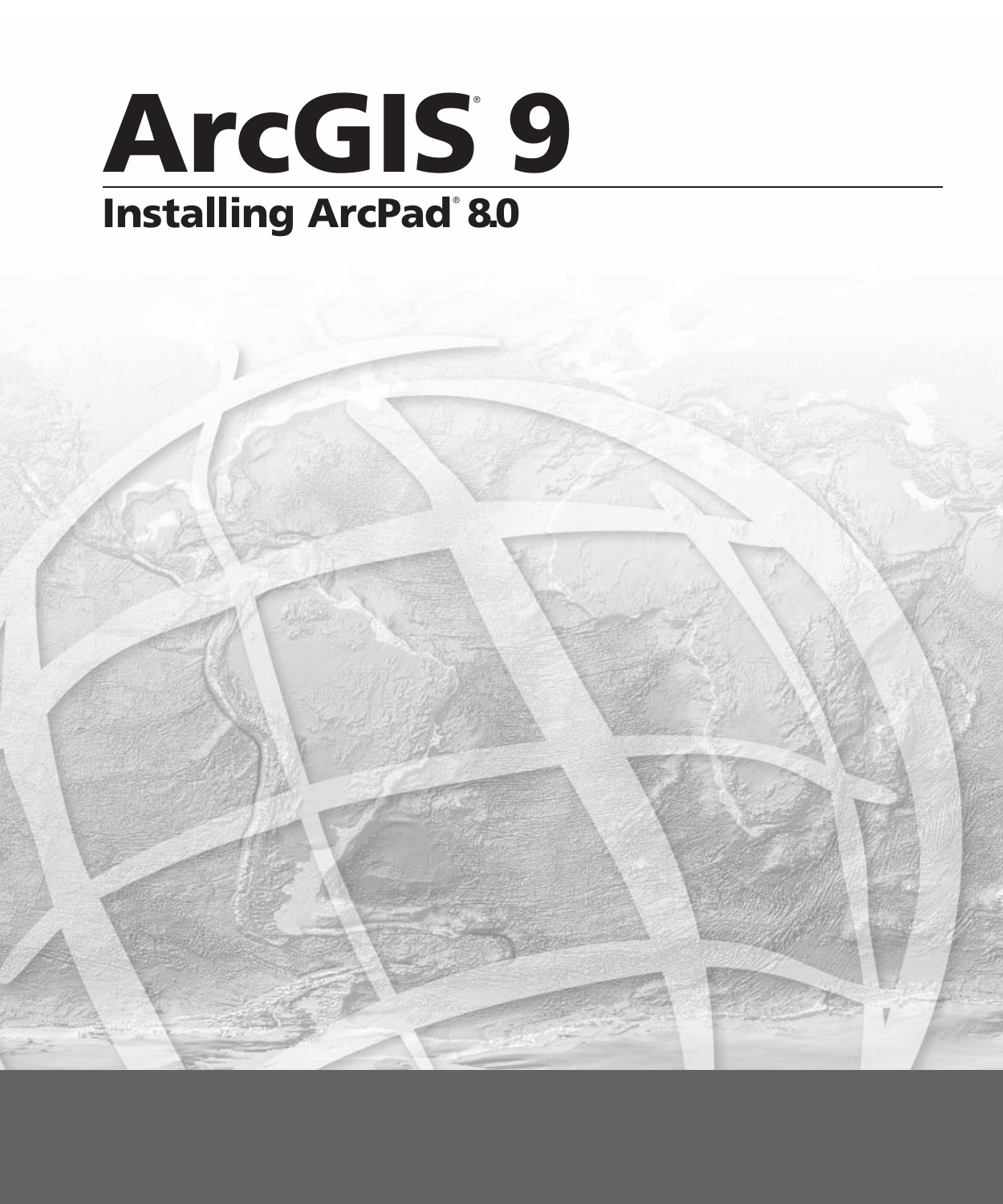# ArcGIS® 9

## Installing ArcPad® 8.0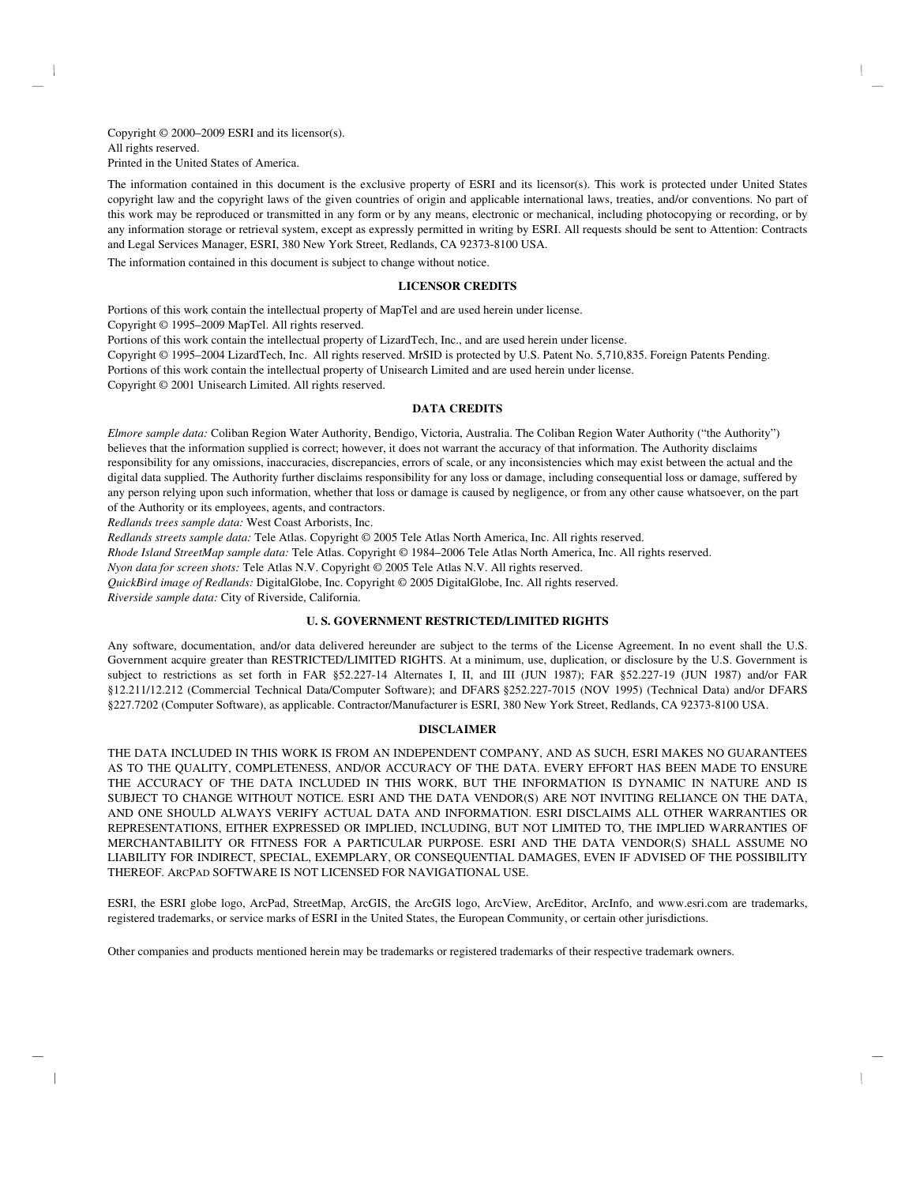Copyright © 2000–2009 ESRI and its licensor(s).
All rights reserved.
Printed in the United States of America.

The information contained in this document is the exclusive property of ESRI and its licensor(s). This work is protected under United States copyright law and the copyright laws of the given countries of origin and applicable international laws, treaties, and/or conventions. No part of this work may be reproduced or transmitted in any form or by any means, electronic or mechanical, including photocopying or recording, or by any information storage or retrieval system, except as expressly permitted in writing by ESRI. All requests should be sent to Attention: Contracts and Legal Services Manager, ESRI, 380 New York Street, Redlands, CA 92373-8100 USA.

The information contained in this document is subject to change without notice.

**LICENSOR CREDITS**

Portions of this work contain the intellectual property of MapTel and are used herein under license.
Copyright © 1995–2009 MapTel. All rights reserved.
Portions of this work contain the intellectual property of LizardTech, Inc., and are used herein under license.
Copyright © 1995–2004 LizardTech, Inc. All rights reserved. MrSID is protected by U.S. Patent No. 5,710,835. Foreign Patents Pending.
Portions of this work contain the intellectual property of Unisearch Limited and are used herein under license.
Copyright © 2001 Unisearch Limited. All rights reserved.

**DATA CREDITS**

*Elmore sample data:* Coliban Region Water Authority, Bendigo, Victoria, Australia. The Coliban Region Water Authority ("the Authority") believes that the information supplied is correct; however, it does not warrant the accuracy of that information. The Authority disclaims responsibility for any omissions, inaccuracies, discrepancies, errors of scale, or any inconsistencies which may exist between the actual and the digital data supplied. The Authority further disclaims responsibility for any loss or damage, including consequential loss or damage, suffered by any person relying upon such information, whether that loss or damage is caused by negligence, or from any other cause whatsoever, on the part of the Authority or its employees, agents, and contractors.
*Redlands trees sample data:* West Coast Arborists, Inc.
*Redlands streets sample data:* Tele Atlas. Copyright © 2005 Tele Atlas North America, Inc. All rights reserved.
*Rhode Island StreetMap sample data:* Tele Atlas. Copyright © 1984–2006 Tele Atlas North America, Inc. All rights reserved.
*Nyon data for screen shots:* Tele Atlas N.V. Copyright © 2005 Tele Atlas N.V. All rights reserved.
*QuickBird image of Redlands:* DigitalGlobe, Inc. Copyright © 2005 DigitalGlobe, Inc. All rights reserved.
*Riverside sample data:* City of Riverside, California.

**U. S. GOVERNMENT RESTRICTED/LIMITED RIGHTS**

Any software, documentation, and/or data delivered hereunder are subject to the terms of the License Agreement. In no event shall the U.S. Government acquire greater than RESTRICTED/LIMITED RIGHTS. At a minimum, use, duplication, or disclosure by the U.S. Government is subject to restrictions as set forth in FAR §52.227-14 Alternates I, II, and III (JUN 1987); FAR §52.227-19 (JUN 1987) and/or FAR §12.211/12.212 (Commercial Technical Data/Computer Software); and DFARS §252.227-7015 (NOV 1995) (Technical Data) and/or DFARS §227.7202 (Computer Software), as applicable. Contractor/Manufacturer is ESRI, 380 New York Street, Redlands, CA 92373-8100 USA.

**DISCLAIMER**

THE DATA INCLUDED IN THIS WORK IS FROM AN INDEPENDENT COMPANY, AND AS SUCH, ESRI MAKES NO GUARANTEES AS TO THE QUALITY, COMPLETENESS, AND/OR ACCURACY OF THE DATA. EVERY EFFORT HAS BEEN MADE TO ENSURE THE ACCURACY OF THE DATA INCLUDED IN THIS WORK, BUT THE INFORMATION IS DYNAMIC IN NATURE AND IS SUBJECT TO CHANGE WITHOUT NOTICE. ESRI AND THE DATA VENDOR(S) ARE NOT INVITING RELIANCE ON THE DATA, AND ONE SHOULD ALWAYS VERIFY ACTUAL DATA AND INFORMATION. ESRI DISCLAIMS ALL OTHER WARRANTIES OR REPRESENTATIONS, EITHER EXPRESSED OR IMPLIED, INCLUDING, BUT NOT LIMITED TO, THE IMPLIED WARRANTIES OF MERCHANTABILITY OR FITNESS FOR A PARTICULAR PURPOSE. ESRI AND THE DATA VENDOR(S) SHALL ASSUME NO LIABILITY FOR INDIRECT, SPECIAL, EXEMPLARY, OR CONSEQUENTIAL DAMAGES, EVEN IF ADVISED OF THE POSSIBILITY THEREOF. ARCPAD SOFTWARE IS NOT LICENSED FOR NAVIGATIONAL USE.

ESRI, the ESRI globe logo, ArcPad, StreetMap, ArcGIS, the ArcGIS logo, ArcView, ArcEditor, ArcInfo, and www.esri.com are trademarks, registered trademarks, or service marks of ESRI in the United States, the European Community, or certain other jurisdictions.

Other companies and products mentioned herein may be trademarks or registered trademarks of their respective trademark owners.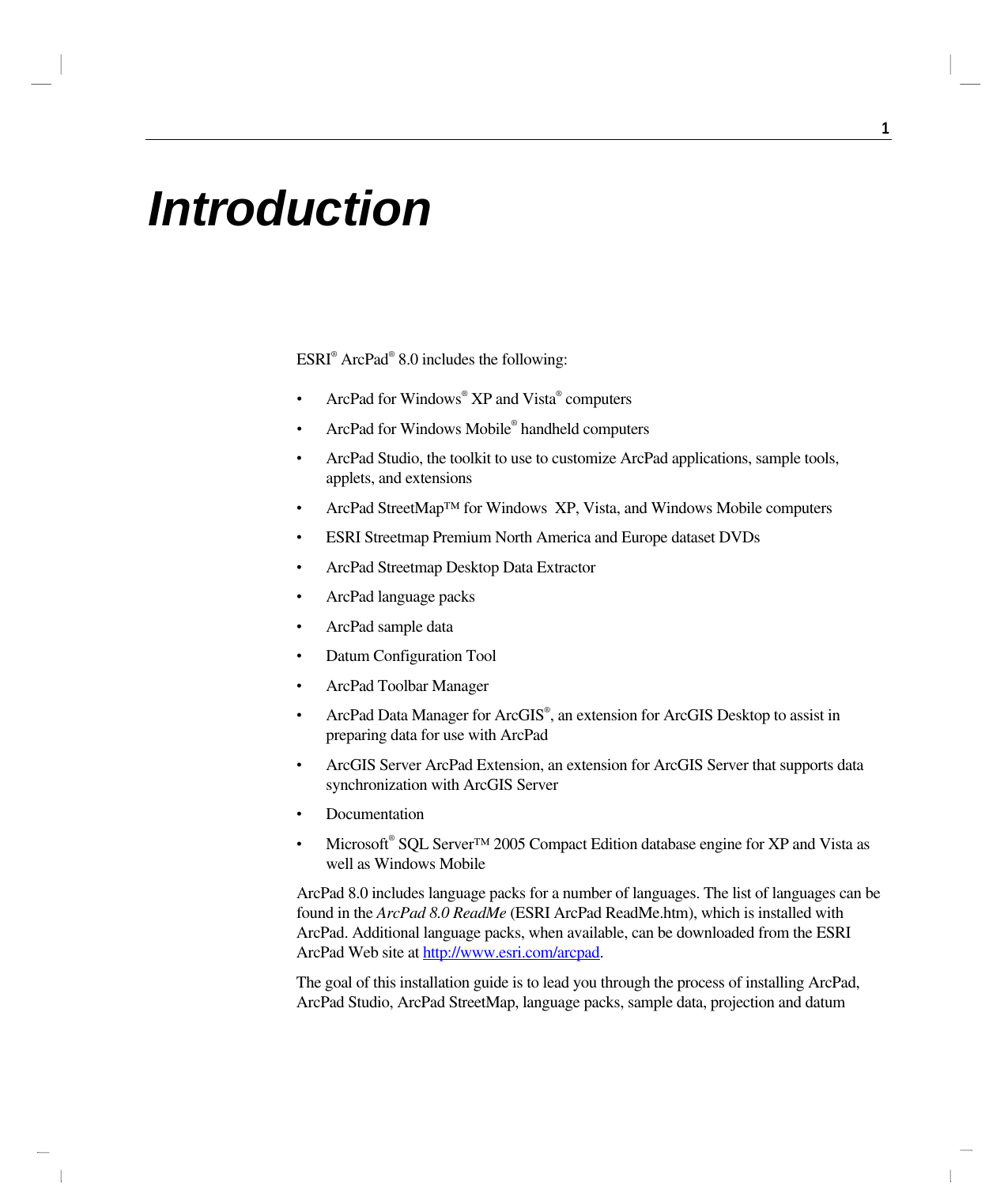# Introduction

ESRI® ArcPad® 8.0 includes the following:

- ArcPad for Windows® XP and Vista® computers
- ArcPad for Windows Mobile® handheld computers
- ArcPad Studio, the toolkit to use to customize ArcPad applications, sample tools, applets, and extensions
- ArcPad StreetMap™ for Windows  XP, Vista, and Windows Mobile computers
- ESRI Streetmap Premium North America and Europe dataset DVDs
- ArcPad Streetmap Desktop Data Extractor
- ArcPad language packs
- ArcPad sample data
- Datum Configuration Tool
- ArcPad Toolbar Manager
- ArcPad Data Manager for ArcGIS®, an extension for ArcGIS Desktop to assist in preparing data for use with ArcPad
- ArcGIS Server ArcPad Extension, an extension for ArcGIS Server that supports data synchronization with ArcGIS Server
- Documentation
- Microsoft® SQL Server™ 2005 Compact Edition database engine for XP and Vista as well as Windows Mobile

ArcPad 8.0 includes language packs for a number of languages. The list of languages can be found in the *ArcPad 8.0 ReadMe* (ESRI ArcPad ReadMe.htm), which is installed with ArcPad. Additional language packs, when available, can be downloaded from the ESRI ArcPad Web site at http://www.esri.com/arcpad.

The goal of this installation guide is to lead you through the process of installing ArcPad, ArcPad Studio, ArcPad StreetMap, language packs, sample data, projection and datum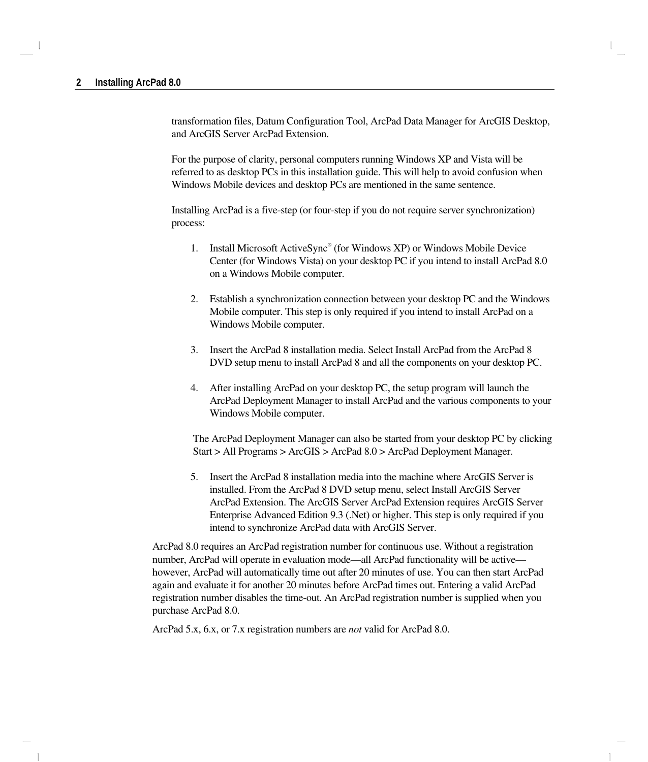transformation files, Datum Configuration Tool, ArcPad Data Manager for ArcGIS Desktop, and ArcGIS Server ArcPad Extension.

For the purpose of clarity, personal computers running Windows XP and Vista will be referred to as desktop PCs in this installation guide. This will help to avoid confusion when Windows Mobile devices and desktop PCs are mentioned in the same sentence.

Installing ArcPad is a five-step (or four-step if you do not require server synchronization) process:

1. Install Microsoft ActiveSync® (for Windows XP) or Windows Mobile Device Center (for Windows Vista) on your desktop PC if you intend to install ArcPad 8.0 on a Windows Mobile computer.

2. Establish a synchronization connection between your desktop PC and the Windows Mobile computer. This step is only required if you intend to install ArcPad on a Windows Mobile computer.

3. Insert the ArcPad 8 installation media. Select Install ArcPad from the ArcPad 8 DVD setup menu to install ArcPad 8 and all the components on your desktop PC.

4. After installing ArcPad on your desktop PC, the setup program will launch the ArcPad Deployment Manager to install ArcPad and the various components to your Windows Mobile computer.

   The ArcPad Deployment Manager can also be started from your desktop PC by clicking Start > All Programs > ArcGIS > ArcPad 8.0 > ArcPad Deployment Manager.

5. Insert the ArcPad 8 installation media into the machine where ArcGIS Server is installed. From the ArcPad 8 DVD setup menu, select Install ArcGIS Server ArcPad Extension. The ArcGIS Server ArcPad Extension requires ArcGIS Server Enterprise Advanced Edition 9.3 (.Net) or higher. This step is only required if you intend to synchronize ArcPad data with ArcGIS Server.

ArcPad 8.0 requires an ArcPad registration number for continuous use. Without a registration number, ArcPad will operate in evaluation mode—all ArcPad functionality will be active—however, ArcPad will automatically time out after 20 minutes of use. You can then start ArcPad again and evaluate it for another 20 minutes before ArcPad times out. Entering a valid ArcPad registration number disables the time-out. An ArcPad registration number is supplied when you purchase ArcPad 8.0.

ArcPad 5.x, 6.x, or 7.x registration numbers are *not* valid for ArcPad 8.0.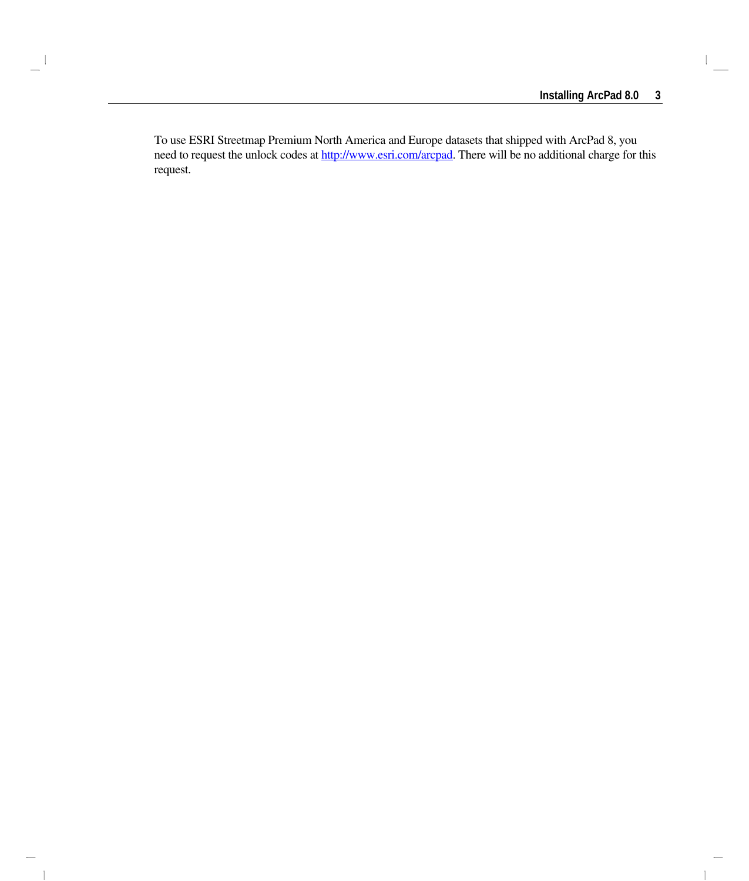To use ESRI Streetmap Premium North America and Europe datasets that shipped with ArcPad 8, you need to request the unlock codes at [http://www.esri.com/arcpad](http://www.esri.com/arcpad). There will be no additional charge for this request.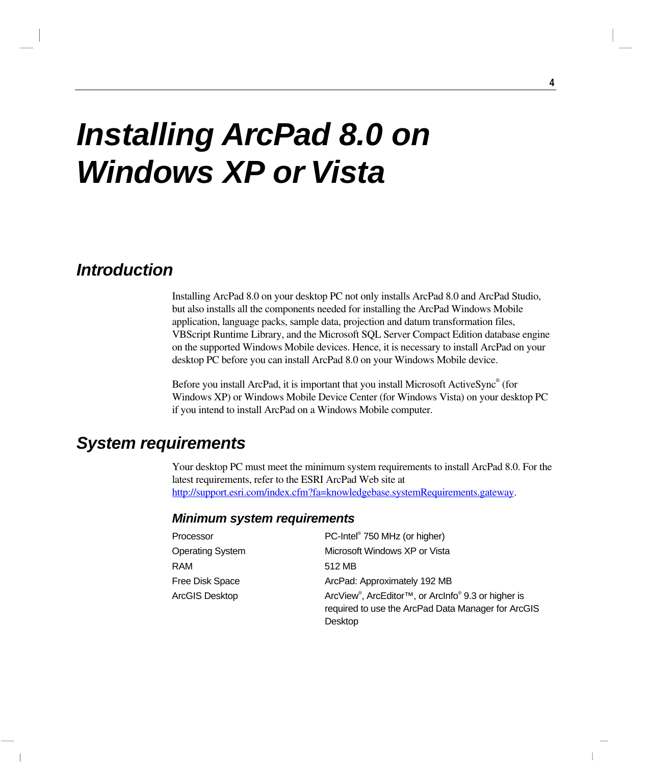# Installing ArcPad 8.0 on Windows XP or Vista

## Introduction

Installing ArcPad 8.0 on your desktop PC not only installs ArcPad 8.0 and ArcPad Studio, but also installs all the components needed for installing the ArcPad Windows Mobile application, language packs, sample data, projection and datum transformation files, VBScript Runtime Library, and the Microsoft SQL Server Compact Edition database engine on the supported Windows Mobile devices. Hence, it is necessary to install ArcPad on your desktop PC before you can install ArcPad 8.0 on your Windows Mobile device.

Before you install ArcPad, it is important that you install Microsoft ActiveSync® (for Windows XP) or Windows Mobile Device Center (for Windows Vista) on your desktop PC if you intend to install ArcPad on a Windows Mobile computer.

## System requirements

Your desktop PC must meet the minimum system requirements to install ArcPad 8.0. For the latest requirements, refer to the ESRI ArcPad Web site at [http://support.esri.com/index.cfm?fa=knowledgebase.systemRequirements.gateway](http://support.esri.com/index.cfm?fa=knowledgebase.systemRequirements.gateway).

### Minimum system requirements

| | |
|---|---|
| Processor | PC-Intel® 750 MHz (or higher) |
| Operating System | Microsoft Windows XP or Vista |
| RAM | 512 MB |
| Free Disk Space | ArcPad: Approximately 192 MB |
| ArcGIS Desktop | ArcView®, ArcEditor™, or ArcInfo® 9.3 or higher is required to use the ArcPad Data Manager for ArcGIS Desktop |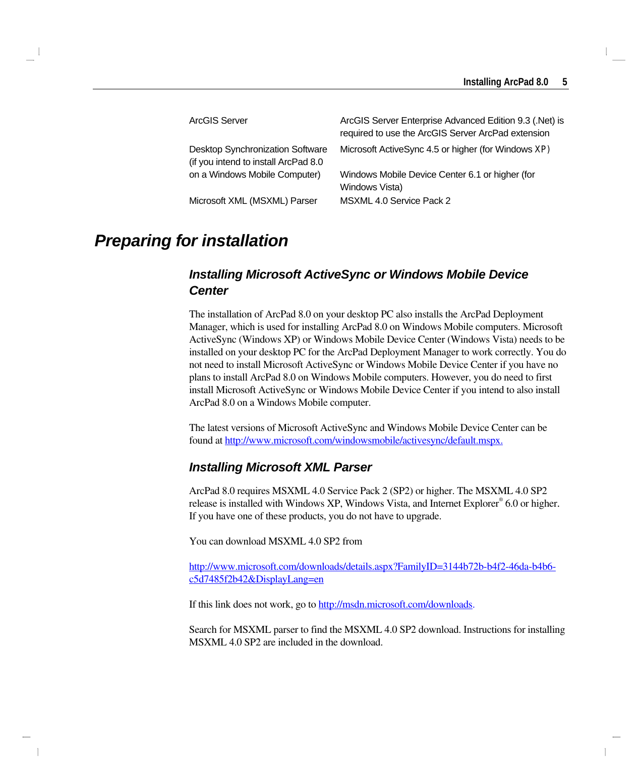| | |
|---|---|
| ArcGIS Server | ArcGIS Server Enterprise Advanced Edition 9.3 (.Net) is required to use the ArcGIS Server ArcPad extension |
| Desktop Synchronization Software (if you intend to install ArcPad 8.0 on a Windows Mobile Computer) | Microsoft ActiveSync 4.5 or higher (for Windows XP)<br>Windows Mobile Device Center 6.1 or higher (for Windows Vista) |
| Microsoft XML (MSXML) Parser | MSXML 4.0 Service Pack 2 |

# Preparing for installation

## Installing Microsoft ActiveSync or Windows Mobile Device Center

The installation of ArcPad 8.0 on your desktop PC also installs the ArcPad Deployment Manager, which is used for installing ArcPad 8.0 on Windows Mobile computers. Microsoft ActiveSync (Windows XP) or Windows Mobile Device Center (Windows Vista) needs to be installed on your desktop PC for the ArcPad Deployment Manager to work correctly. You do not need to install Microsoft ActiveSync or Windows Mobile Device Center if you have no plans to install ArcPad 8.0 on Windows Mobile computers. However, you do need to first install Microsoft ActiveSync or Windows Mobile Device Center if you intend to also install ArcPad 8.0 on a Windows Mobile computer.

The latest versions of Microsoft ActiveSync and Windows Mobile Device Center can be found at http://www.microsoft.com/windowsmobile/activesync/default.mspx.

## Installing Microsoft XML Parser

ArcPad 8.0 requires MSXML 4.0 Service Pack 2 (SP2) or higher. The MSXML 4.0 SP2 release is installed with Windows XP, Windows Vista, and Internet Explorer® 6.0 or higher. If you have one of these products, you do not have to upgrade.

You can download MSXML 4.0 SP2 from

http://www.microsoft.com/downloads/details.aspx?FamilyID=3144b72b-b4f2-46da-b4b6-c5d7485f2b42&DisplayLang=en

If this link does not work, go to http://msdn.microsoft.com/downloads.

Search for MSXML parser to find the MSXML 4.0 SP2 download. Instructions for installing MSXML 4.0 SP2 are included in the download.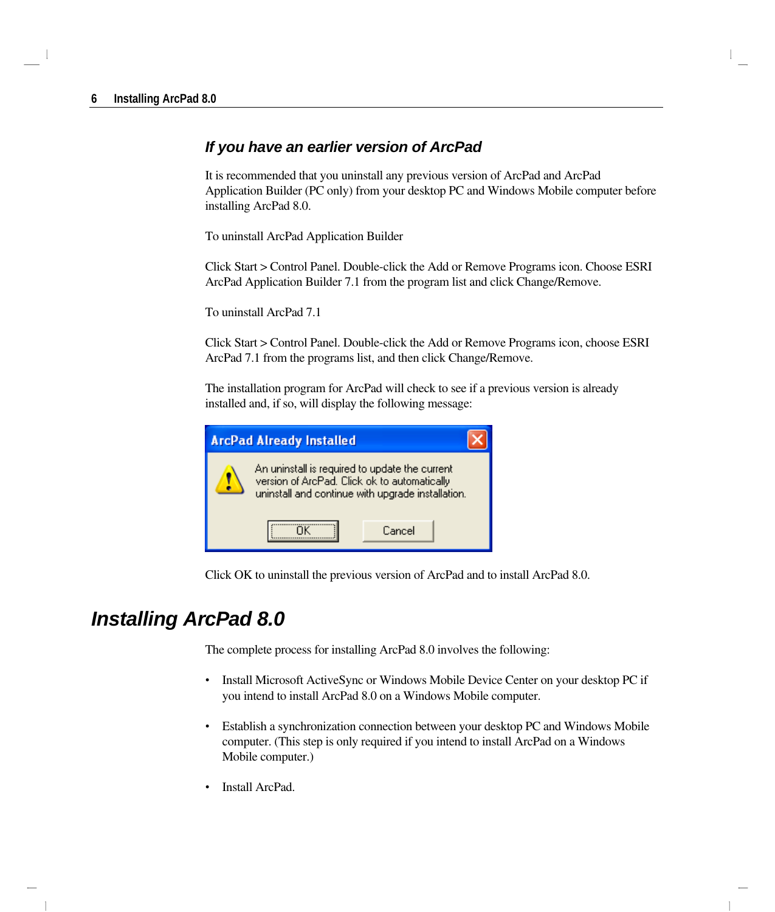### If you have an earlier version of ArcPad

It is recommended that you uninstall any previous version of ArcPad and ArcPad Application Builder (PC only) from your desktop PC and Windows Mobile computer before installing ArcPad 8.0.

To uninstall ArcPad Application Builder

Click Start > Control Panel. Double-click the Add or Remove Programs icon. Choose ESRI ArcPad Application Builder 7.1 from the program list and click Change/Remove.

To uninstall ArcPad 7.1

Click Start > Control Panel. Double-click the Add or Remove Programs icon, choose ESRI ArcPad 7.1 from the programs list, and then click Change/Remove.

The installation program for ArcPad will check to see if a previous version is already installed and, if so, will display the following message:

**ArcPad Already Installed**

An uninstall is required to update the current version of ArcPad. Click ok to automatically uninstall and continue with upgrade installation.

OK    Cancel

Click OK to uninstall the previous version of ArcPad and to install ArcPad 8.0.

## Installing ArcPad 8.0

The complete process for installing ArcPad 8.0 involves the following:

- Install Microsoft ActiveSync or Windows Mobile Device Center on your desktop PC if you intend to install ArcPad 8.0 on a Windows Mobile computer.
- Establish a synchronization connection between your desktop PC and Windows Mobile computer. (This step is only required if you intend to install ArcPad on a Windows Mobile computer.)
- Install ArcPad.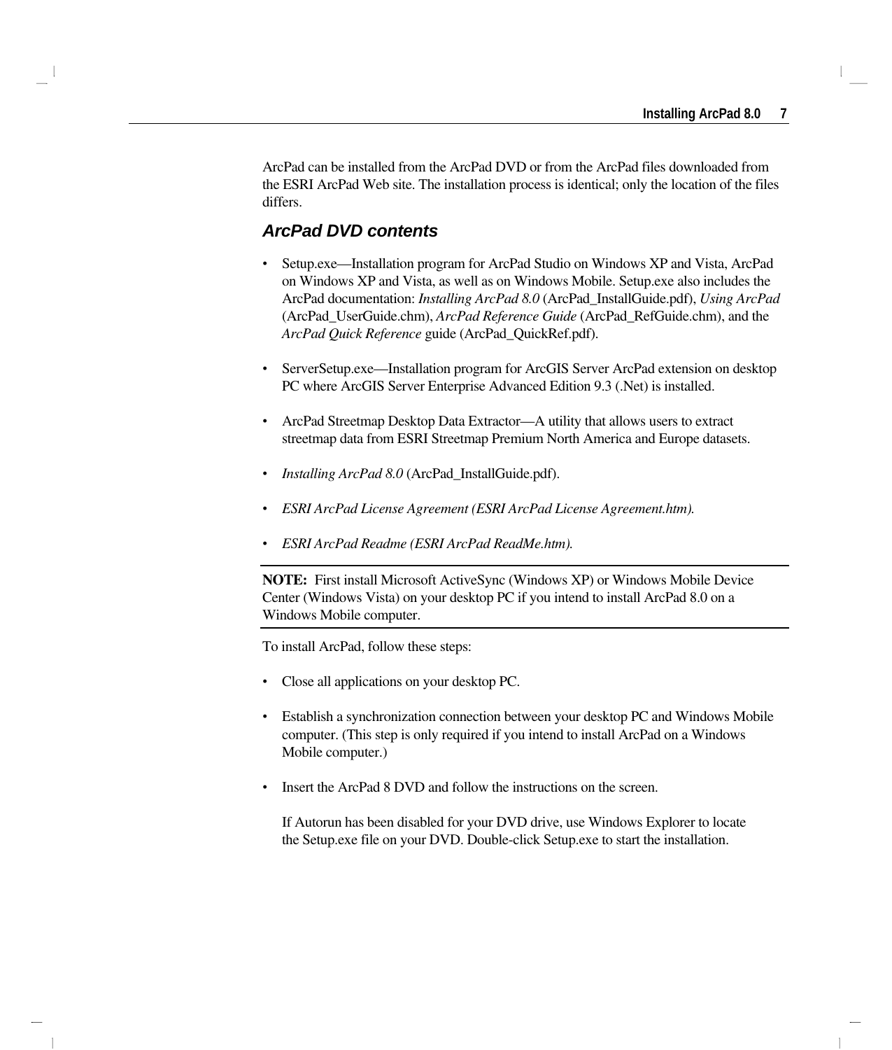ArcPad can be installed from the ArcPad DVD or from the ArcPad files downloaded from the ESRI ArcPad Web site. The installation process is identical; only the location of the files differs.

## *ArcPad DVD contents*

- Setup.exe—Installation program for ArcPad Studio on Windows XP and Vista, ArcPad on Windows XP and Vista, as well as on Windows Mobile. Setup.exe also includes the ArcPad documentation: *Installing ArcPad 8.0* (ArcPad_InstallGuide.pdf), *Using ArcPad* (ArcPad_UserGuide.chm), *ArcPad Reference Guide* (ArcPad_RefGuide.chm), and the *ArcPad Quick Reference* guide (ArcPad_QuickRef.pdf).

- ServerSetup.exe—Installation program for ArcGIS Server ArcPad extension on desktop PC where ArcGIS Server Enterprise Advanced Edition 9.3 (.Net) is installed.

- ArcPad Streetmap Desktop Data Extractor—A utility that allows users to extract streetmap data from ESRI Streetmap Premium North America and Europe datasets.

- *Installing ArcPad 8.0* (ArcPad_InstallGuide.pdf).

- *ESRI ArcPad License Agreement (ESRI ArcPad License Agreement.htm).*

- *ESRI ArcPad Readme (ESRI ArcPad ReadMe.htm).*

---

**NOTE:** First install Microsoft ActiveSync (Windows XP) or Windows Mobile Device Center (Windows Vista) on your desktop PC if you intend to install ArcPad 8.0 on a Windows Mobile computer.

---

To install ArcPad, follow these steps:

- Close all applications on your desktop PC.

- Establish a synchronization connection between your desktop PC and Windows Mobile computer. (This step is only required if you intend to install ArcPad on a Windows Mobile computer.)

- Insert the ArcPad 8 DVD and follow the instructions on the screen.

  If Autorun has been disabled for your DVD drive, use Windows Explorer to locate the Setup.exe file on your DVD. Double-click Setup.exe to start the installation.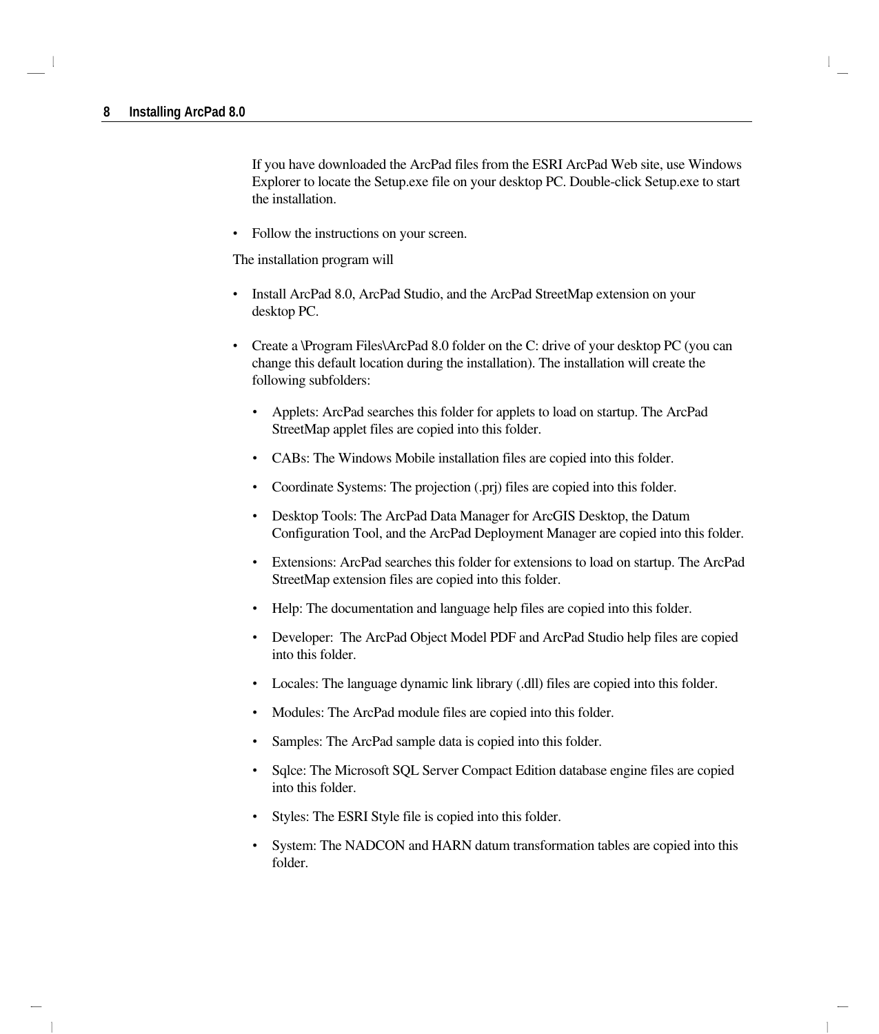If you have downloaded the ArcPad files from the ESRI ArcPad Web site, use Windows Explorer to locate the Setup.exe file on your desktop PC. Double-click Setup.exe to start the installation.

- Follow the instructions on your screen.

The installation program will

- Install ArcPad 8.0, ArcPad Studio, and the ArcPad StreetMap extension on your desktop PC.
- Create a \Program Files\ArcPad 8.0 folder on the C: drive of your desktop PC (you can change this default location during the installation). The installation will create the following subfolders:
  - Applets: ArcPad searches this folder for applets to load on startup. The ArcPad StreetMap applet files are copied into this folder.
  - CABs: The Windows Mobile installation files are copied into this folder.
  - Coordinate Systems: The projection (.prj) files are copied into this folder.
  - Desktop Tools: The ArcPad Data Manager for ArcGIS Desktop, the Datum Configuration Tool, and the ArcPad Deployment Manager are copied into this folder.
  - Extensions: ArcPad searches this folder for extensions to load on startup. The ArcPad StreetMap extension files are copied into this folder.
  - Help: The documentation and language help files are copied into this folder.
  - Developer: The ArcPad Object Model PDF and ArcPad Studio help files are copied into this folder.
  - Locales: The language dynamic link library (.dll) files are copied into this folder.
  - Modules: The ArcPad module files are copied into this folder.
  - Samples: The ArcPad sample data is copied into this folder.
  - Sqlce: The Microsoft SQL Server Compact Edition database engine files are copied into this folder.
  - Styles: The ESRI Style file is copied into this folder.
  - System: The NADCON and HARN datum transformation tables are copied into this folder.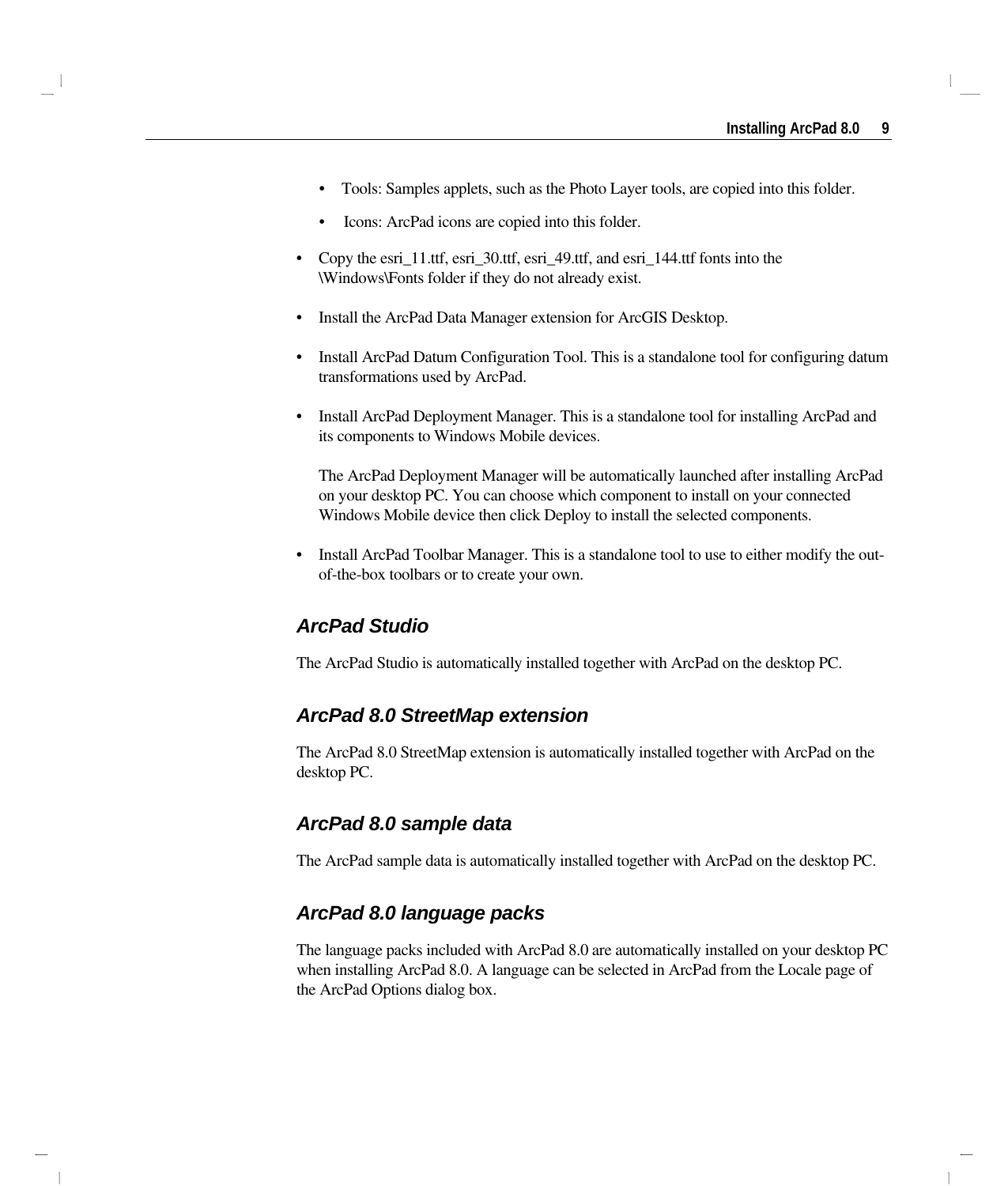- Tools: Samples applets, such as the Photo Layer tools, are copied into this folder.
    - Icons: ArcPad icons are copied into this folder.
- Copy the esri_11.ttf, esri_30.ttf, esri_49.ttf, and esri_144.ttf fonts into the \Windows\Fonts folder if they do not already exist.
- Install the ArcPad Data Manager extension for ArcGIS Desktop.
- Install ArcPad Datum Configuration Tool. This is a standalone tool for configuring datum transformations used by ArcPad.
- Install ArcPad Deployment Manager. This is a standalone tool for installing ArcPad and its components to Windows Mobile devices.

  The ArcPad Deployment Manager will be automatically launched after installing ArcPad on your desktop PC. You can choose which component to install on your connected Windows Mobile device then click Deploy to install the selected components.
- Install ArcPad Toolbar Manager. This is a standalone tool to use to either modify the out-of-the-box toolbars or to create your own.

### *ArcPad Studio*

The ArcPad Studio is automatically installed together with ArcPad on the desktop PC.

### *ArcPad 8.0 StreetMap extension*

The ArcPad 8.0 StreetMap extension is automatically installed together with ArcPad on the desktop PC.

### *ArcPad 8.0 sample data*

The ArcPad sample data is automatically installed together with ArcPad on the desktop PC.

### *ArcPad 8.0 language packs*

The language packs included with ArcPad 8.0 are automatically installed on your desktop PC when installing ArcPad 8.0. A language can be selected in ArcPad from the Locale page of the ArcPad Options dialog box.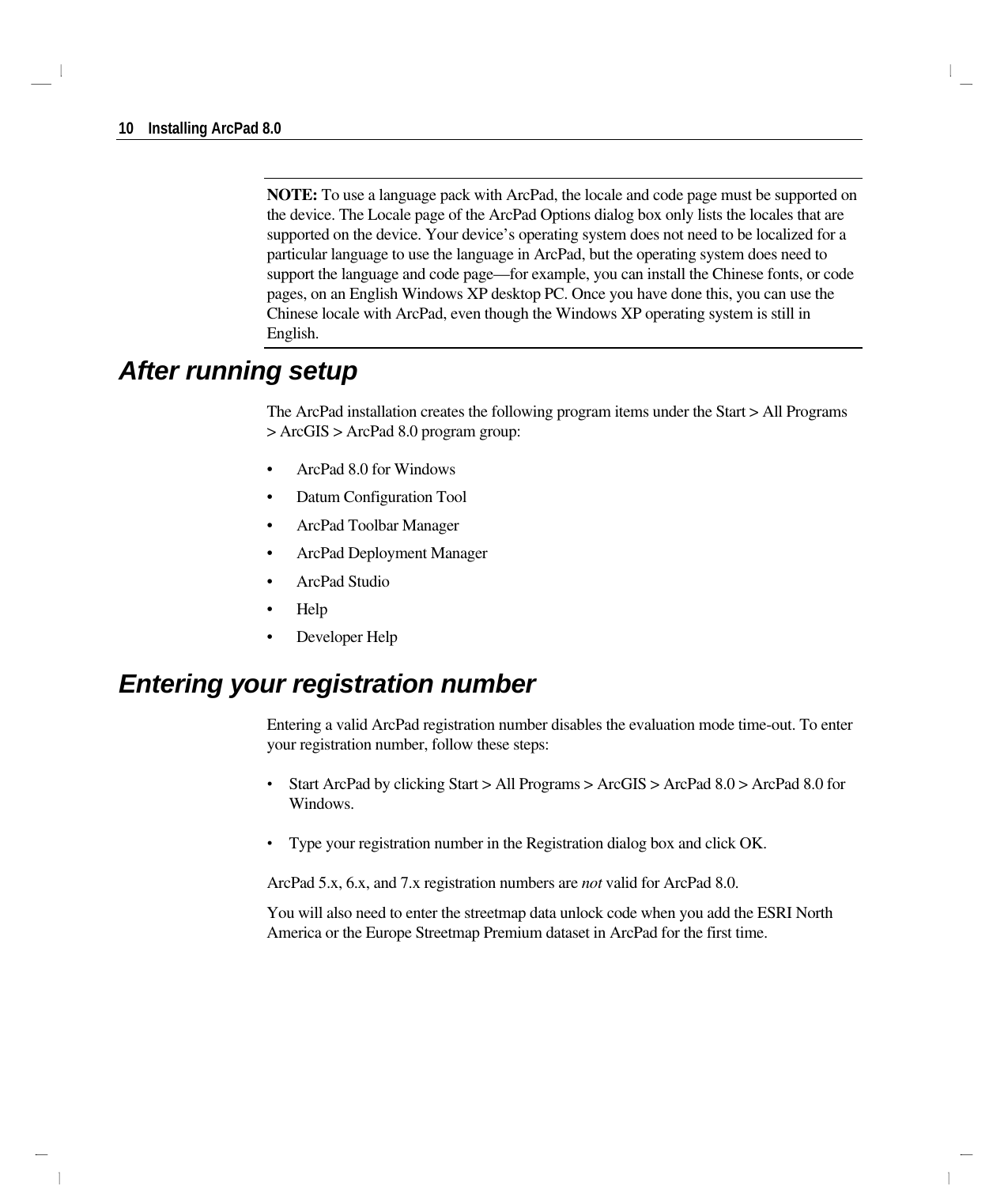**NOTE:** To use a language pack with ArcPad, the locale and code page must be supported on the device. The Locale page of the ArcPad Options dialog box only lists the locales that are supported on the device. Your device's operating system does not need to be localized for a particular language to use the language in ArcPad, but the operating system does need to support the language and code page—for example, you can install the Chinese fonts, or code pages, on an English Windows XP desktop PC. Once you have done this, you can use the Chinese locale with ArcPad, even though the Windows XP operating system is still in English.

## After running setup

The ArcPad installation creates the following program items under the Start > All Programs > ArcGIS > ArcPad 8.0 program group:

- ArcPad 8.0 for Windows
- Datum Configuration Tool
- ArcPad Toolbar Manager
- ArcPad Deployment Manager
- ArcPad Studio
- Help
- Developer Help

## Entering your registration number

Entering a valid ArcPad registration number disables the evaluation mode time-out. To enter your registration number, follow these steps:

- Start ArcPad by clicking Start > All Programs > ArcGIS > ArcPad 8.0 > ArcPad 8.0 for Windows.
- Type your registration number in the Registration dialog box and click OK.

ArcPad 5.x, 6.x, and 7.x registration numbers are *not* valid for ArcPad 8.0.

You will also need to enter the streetmap data unlock code when you add the ESRI North America or the Europe Streetmap Premium dataset in ArcPad for the first time.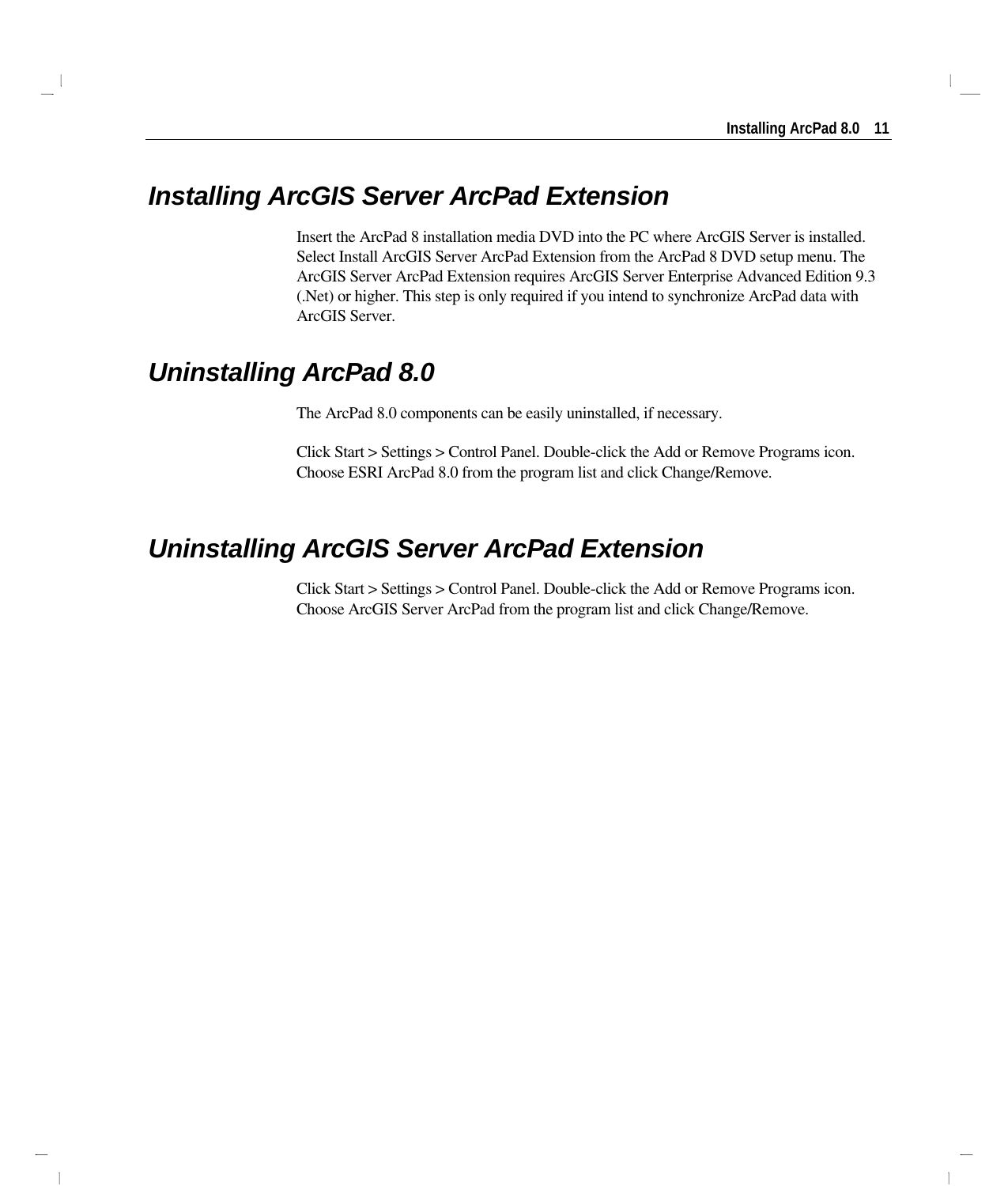## *Installing ArcGIS Server ArcPad Extension*

Insert the ArcPad 8 installation media DVD into the PC where ArcGIS Server is installed. Select Install ArcGIS Server ArcPad Extension from the ArcPad 8 DVD setup menu. The ArcGIS Server ArcPad Extension requires ArcGIS Server Enterprise Advanced Edition 9.3 (.Net) or higher. This step is only required if you intend to synchronize ArcPad data with ArcGIS Server.

## *Uninstalling ArcPad 8.0*

The ArcPad 8.0 components can be easily uninstalled, if necessary.

Click Start > Settings > Control Panel. Double-click the Add or Remove Programs icon. Choose ESRI ArcPad 8.0 from the program list and click Change/Remove.

## *Uninstalling ArcGIS Server ArcPad Extension*

Click Start > Settings > Control Panel. Double-click the Add or Remove Programs icon. Choose ArcGIS Server ArcPad from the program list and click Change/Remove.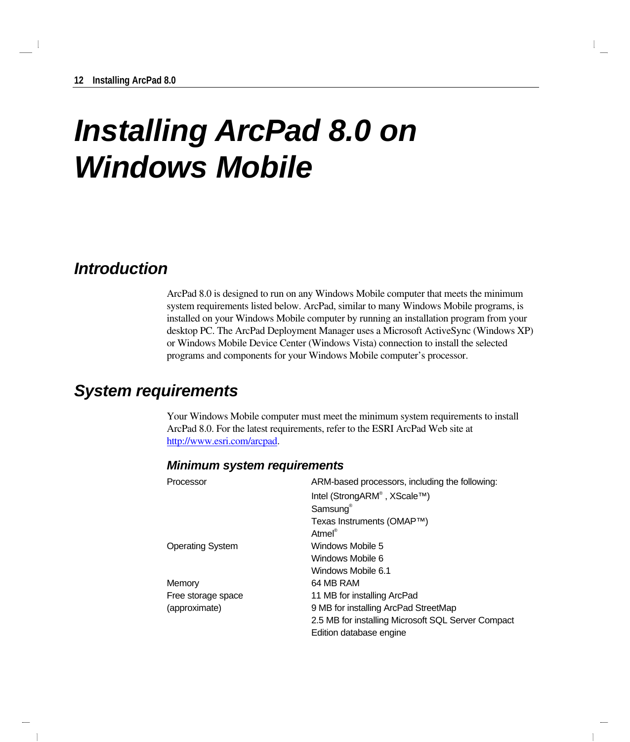# Installing ArcPad 8.0 on Windows Mobile

## Introduction

ArcPad 8.0 is designed to run on any Windows Mobile computer that meets the minimum system requirements listed below. ArcPad, similar to many Windows Mobile programs, is installed on your Windows Mobile computer by running an installation program from your desktop PC. The ArcPad Deployment Manager uses a Microsoft ActiveSync (Windows XP) or Windows Mobile Device Center (Windows Vista) connection to install the selected programs and components for your Windows Mobile computer's processor.

## System requirements

Your Windows Mobile computer must meet the minimum system requirements to install ArcPad 8.0. For the latest requirements, refer to the ESRI ArcPad Web site at http://www.esri.com/arcpad.

### Minimum system requirements

| | |
|---|---|
| Processor | ARM-based processors, including the following:<br>Intel (StrongARM®, XScale™)<br>Samsung®<br>Texas Instruments (OMAP™)<br>Atmel® |
| Operating System | Windows Mobile 5<br>Windows Mobile 6<br>Windows Mobile 6.1 |
| Memory | 64 MB RAM |
| Free storage space (approximate) | 11 MB for installing ArcPad<br>9 MB for installing ArcPad StreetMap<br>2.5 MB for installing Microsoft SQL Server Compact Edition database engine |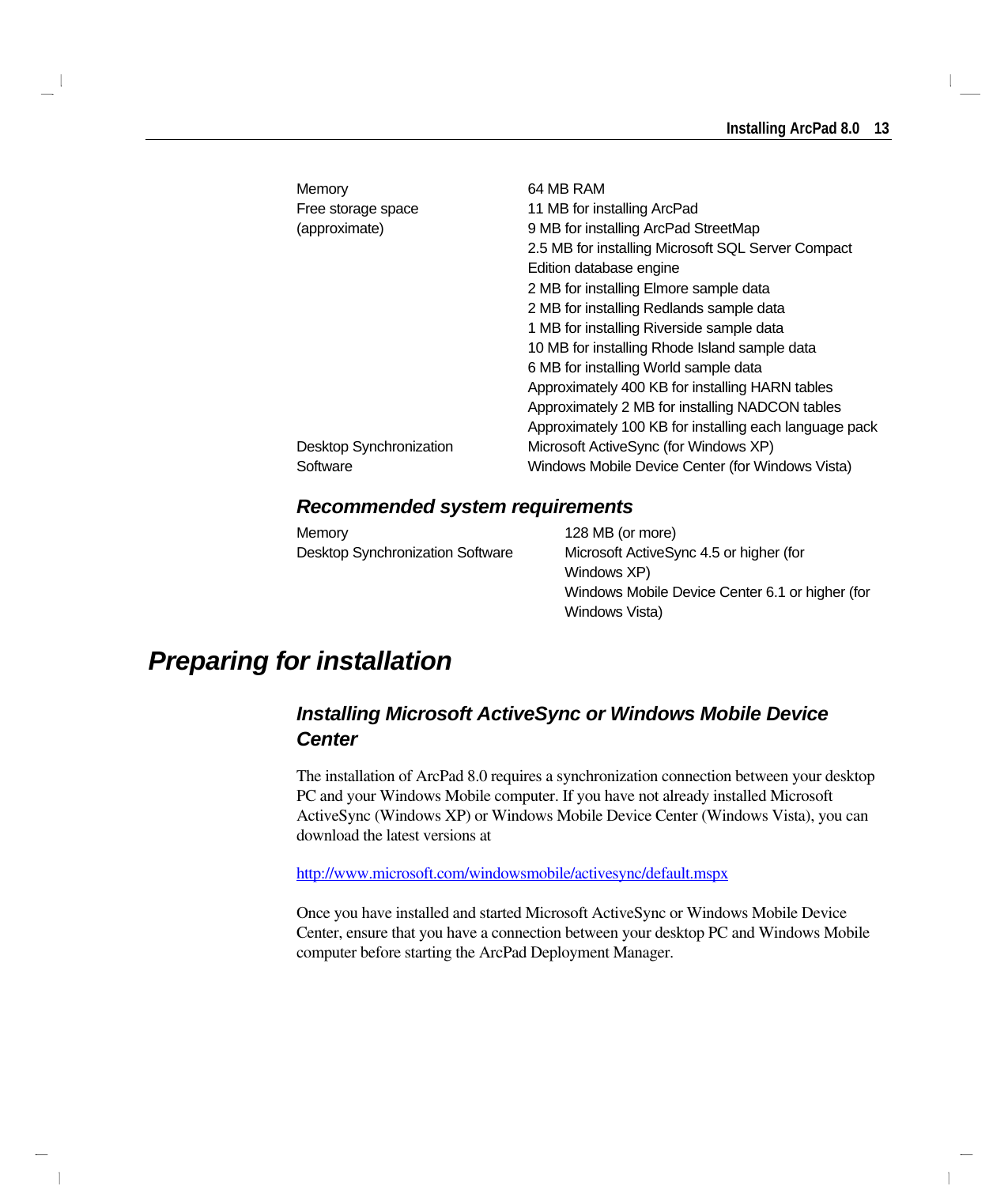| | |
|---|---|
| Memory | 64 MB RAM |
| Free storage space (approximate) | 11 MB for installing ArcPad<br>9 MB for installing ArcPad StreetMap<br>2.5 MB for installing Microsoft SQL Server Compact Edition database engine<br>2 MB for installing Elmore sample data<br>2 MB for installing Redlands sample data<br>1 MB for installing Riverside sample data<br>10 MB for installing Rhode Island sample data<br>6 MB for installing World sample data<br>Approximately 400 KB for installing HARN tables<br>Approximately 2 MB for installing NADCON tables<br>Approximately 100 KB for installing each language pack |
| Desktop Synchronization Software | Microsoft ActiveSync (for Windows XP)<br>Windows Mobile Device Center (for Windows Vista) |

### *Recommended system requirements*

| | |
|---|---|
| Memory | 128 MB (or more) |
| Desktop Synchronization Software | Microsoft ActiveSync 4.5 or higher (for Windows XP)<br>Windows Mobile Device Center 6.1 or higher (for Windows Vista) |

## *Preparing for installation*

### *Installing Microsoft ActiveSync or Windows Mobile Device Center*

The installation of ArcPad 8.0 requires a synchronization connection between your desktop PC and your Windows Mobile computer. If you have not already installed Microsoft ActiveSync (Windows XP) or Windows Mobile Device Center (Windows Vista), you can download the latest versions at

http://www.microsoft.com/windowsmobile/activesync/default.mspx

Once you have installed and started Microsoft ActiveSync or Windows Mobile Device Center, ensure that you have a connection between your desktop PC and Windows Mobile computer before starting the ArcPad Deployment Manager.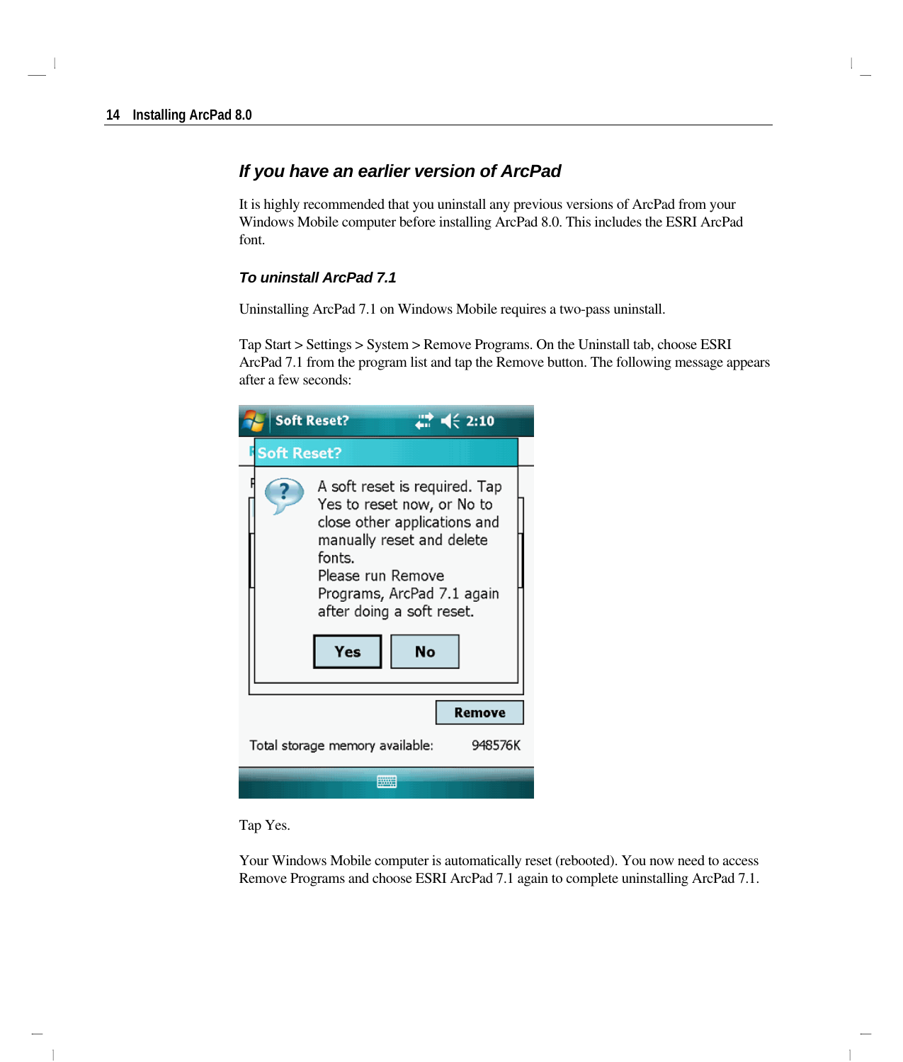## If you have an earlier version of ArcPad

It is highly recommended that you uninstall any previous versions of ArcPad from your Windows Mobile computer before installing ArcPad 8.0. This includes the ESRI ArcPad font.

### To uninstall ArcPad 7.1

Uninstalling ArcPad 7.1 on Windows Mobile requires a two-pass uninstall.

Tap Start > Settings > System > Remove Programs. On the Uninstall tab, choose ESRI ArcPad 7.1 from the program list and tap the Remove button. The following message appears after a few seconds:

Tap Yes.

Your Windows Mobile computer is automatically reset (rebooted). You now need to access Remove Programs and choose ESRI ArcPad 7.1 again to complete uninstalling ArcPad 7.1.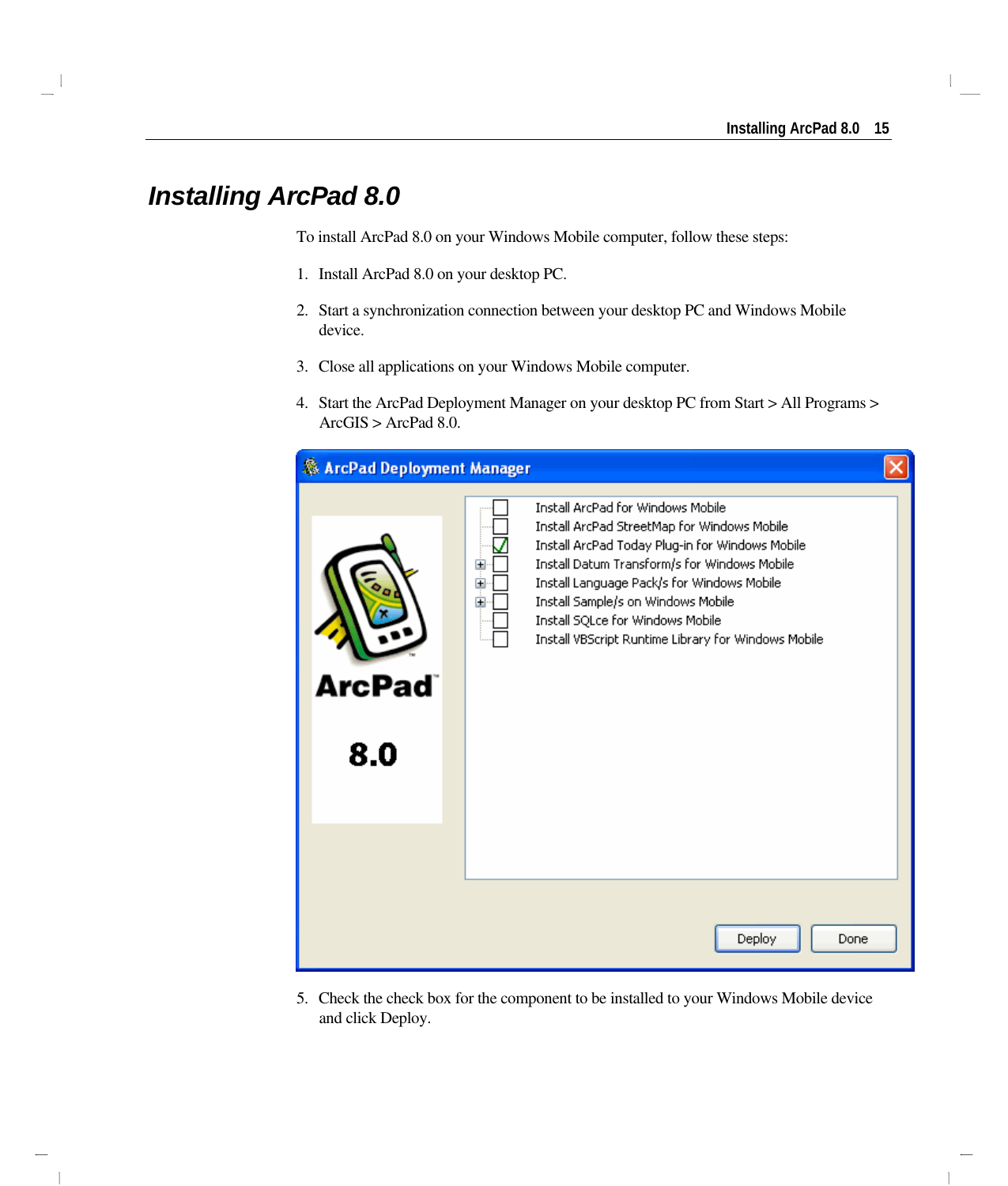# Installing ArcPad 8.0

To install ArcPad 8.0 on your Windows Mobile computer, follow these steps:

1. Install ArcPad 8.0 on your desktop PC.
2. Start a synchronization connection between your desktop PC and Windows Mobile device.
3. Close all applications on your Windows Mobile computer.
4. Start the ArcPad Deployment Manager on your desktop PC from Start > All Programs > ArcGIS > ArcPad 8.0.
5. Check the check box for the component to be installed to your Windows Mobile device and click Deploy.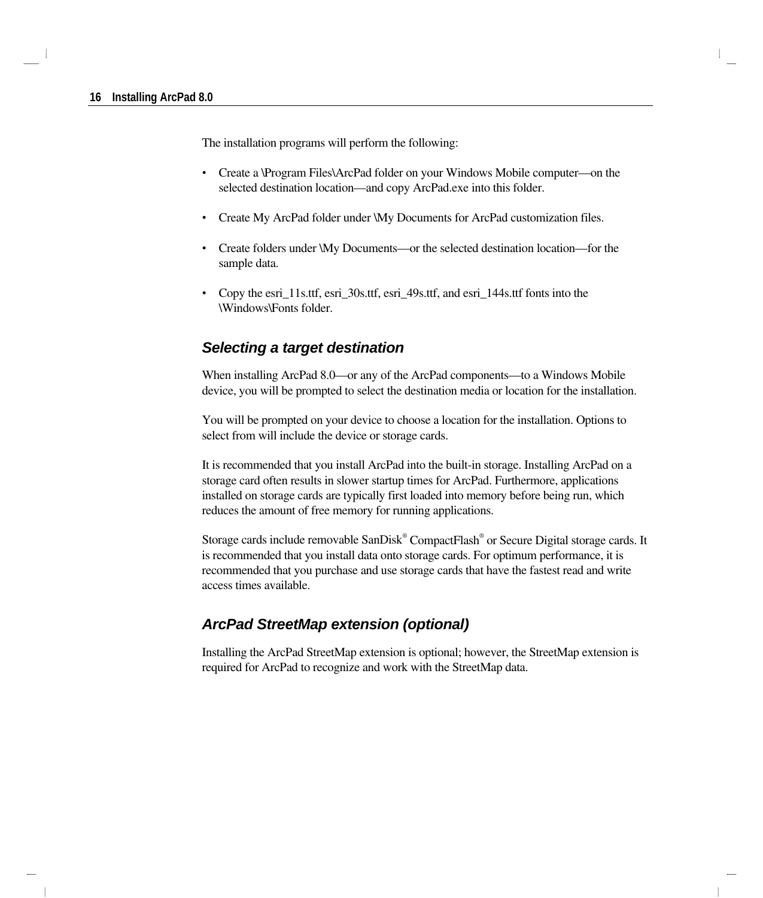The installation programs will perform the following:

- Create a \Program Files\ArcPad folder on your Windows Mobile computer—on the selected destination location—and copy ArcPad.exe into this folder.
- Create My ArcPad folder under \My Documents for ArcPad customization files.
- Create folders under \My Documents—or the selected destination location—for the sample data.
- Copy the esri_11s.ttf, esri_30s.ttf, esri_49s.ttf, and esri_144s.ttf fonts into the \Windows\Fonts folder.

### *Selecting a target destination*

When installing ArcPad 8.0—or any of the ArcPad components—to a Windows Mobile device, you will be prompted to select the destination media or location for the installation.

You will be prompted on your device to choose a location for the installation. Options to select from will include the device or storage cards.

It is recommended that you install ArcPad into the built-in storage. Installing ArcPad on a storage card often results in slower startup times for ArcPad. Furthermore, applications installed on storage cards are typically first loaded into memory before being run, which reduces the amount of free memory for running applications.

Storage cards include removable SanDisk® CompactFlash® or Secure Digital storage cards. It is recommended that you install data onto storage cards. For optimum performance, it is recommended that you purchase and use storage cards that have the fastest read and write access times available.

### *ArcPad StreetMap extension (optional)*

Installing the ArcPad StreetMap extension is optional; however, the StreetMap extension is required for ArcPad to recognize and work with the StreetMap data.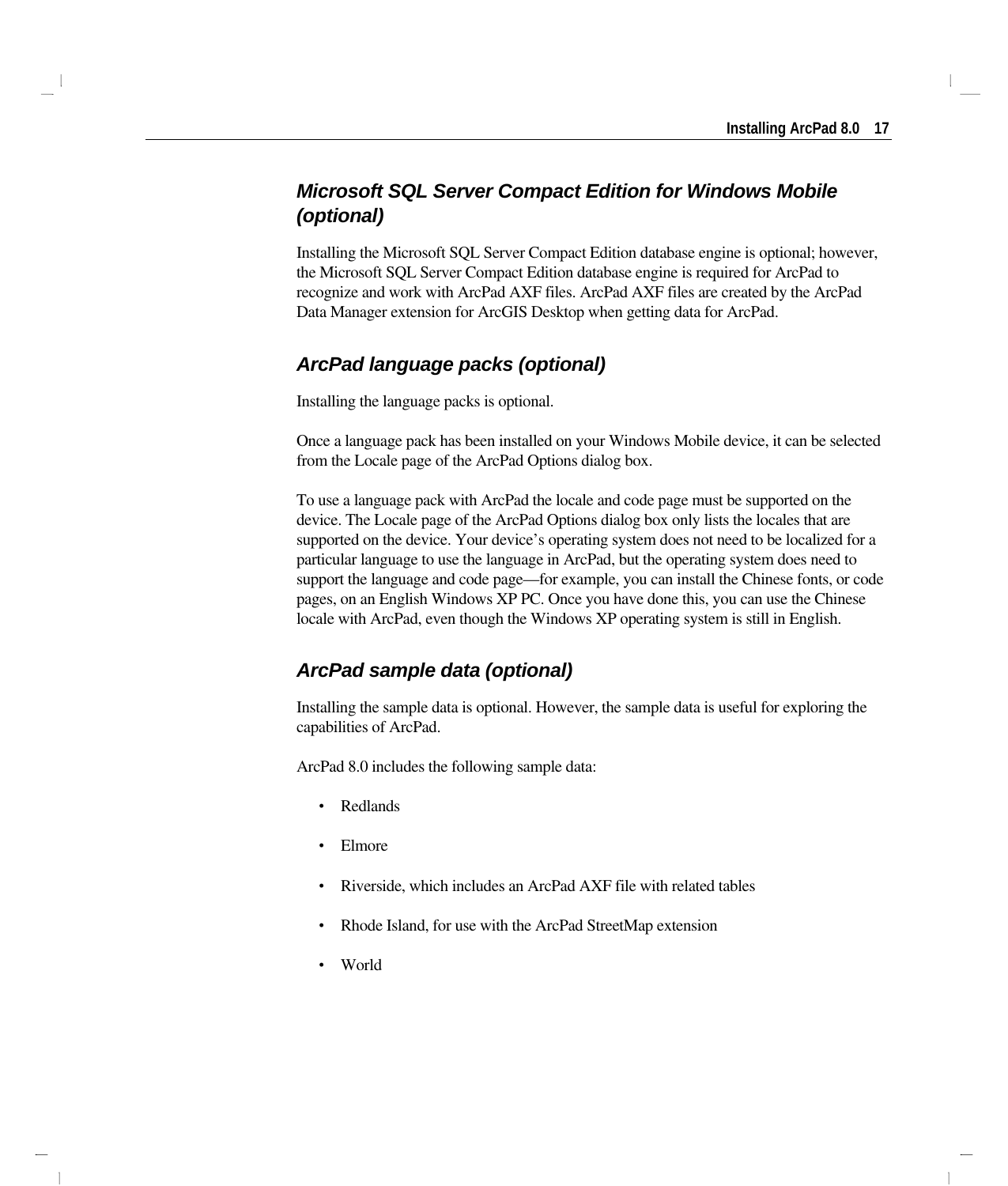### *Microsoft SQL Server Compact Edition for Windows Mobile (optional)*

Installing the Microsoft SQL Server Compact Edition database engine is optional; however, the Microsoft SQL Server Compact Edition database engine is required for ArcPad to recognize and work with ArcPad AXF files. ArcPad AXF files are created by the ArcPad Data Manager extension for ArcGIS Desktop when getting data for ArcPad.

### *ArcPad language packs (optional)*

Installing the language packs is optional.

Once a language pack has been installed on your Windows Mobile device, it can be selected from the Locale page of the ArcPad Options dialog box.

To use a language pack with ArcPad the locale and code page must be supported on the device. The Locale page of the ArcPad Options dialog box only lists the locales that are supported on the device. Your device’s operating system does not need to be localized for a particular language to use the language in ArcPad, but the operating system does need to support the language and code page—for example, you can install the Chinese fonts, or code pages, on an English Windows XP PC. Once you have done this, you can use the Chinese locale with ArcPad, even though the Windows XP operating system is still in English.

### *ArcPad sample data (optional)*

Installing the sample data is optional. However, the sample data is useful for exploring the capabilities of ArcPad.

ArcPad 8.0 includes the following sample data:

- Redlands
- Elmore
- Riverside, which includes an ArcPad AXF file with related tables
- Rhode Island, for use with the ArcPad StreetMap extension
- World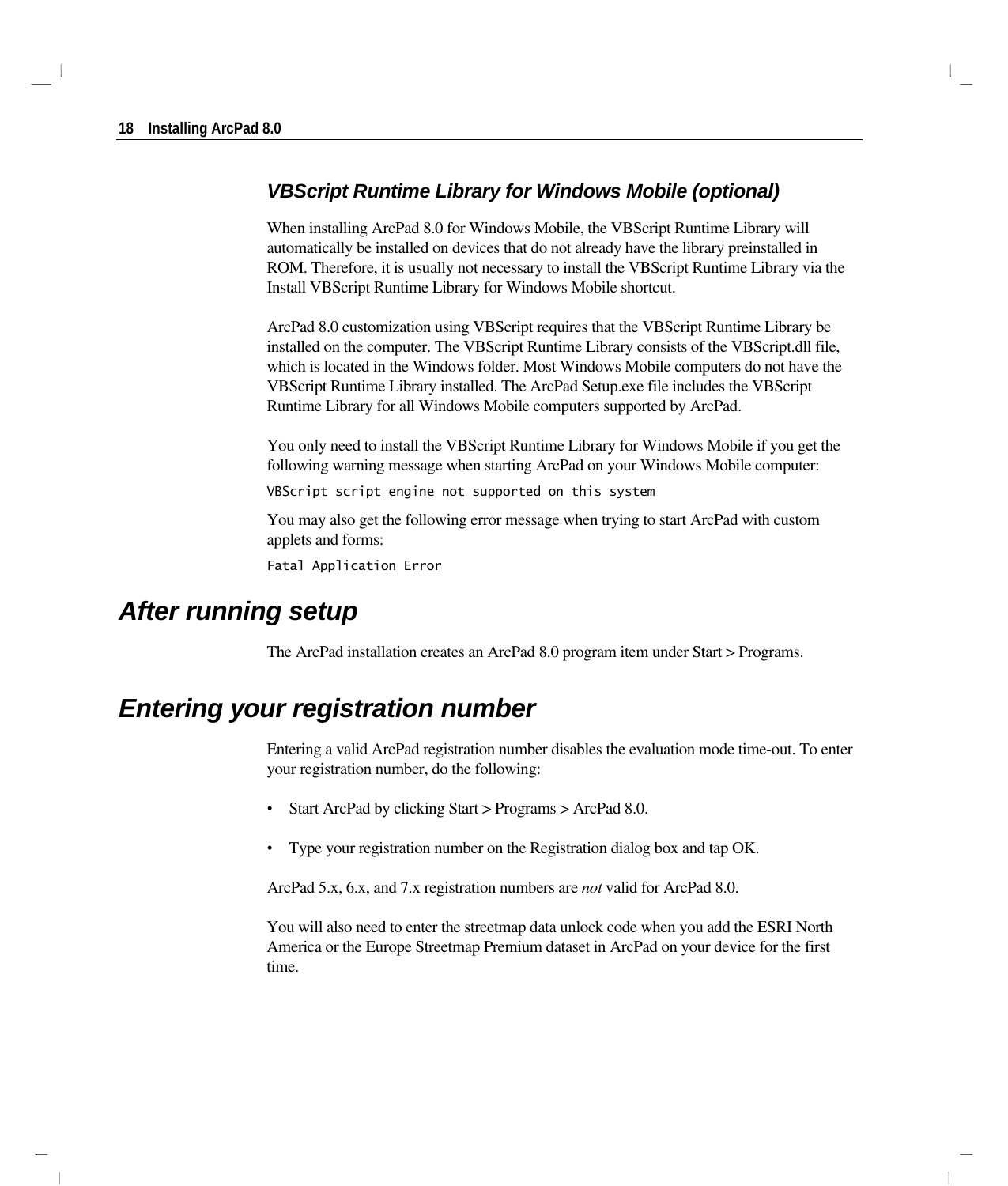### *VBScript Runtime Library for Windows Mobile (optional)*

When installing ArcPad 8.0 for Windows Mobile, the VBScript Runtime Library will automatically be installed on devices that do not already have the library preinstalled in ROM. Therefore, it is usually not necessary to install the VBScript Runtime Library via the Install VBScript Runtime Library for Windows Mobile shortcut.

ArcPad 8.0 customization using VBScript requires that the VBScript Runtime Library be installed on the computer. The VBScript Runtime Library consists of the VBScript.dll file, which is located in the Windows folder. Most Windows Mobile computers do not have the VBScript Runtime Library installed. The ArcPad Setup.exe file includes the VBScript Runtime Library for all Windows Mobile computers supported by ArcPad.

You only need to install the VBScript Runtime Library for Windows Mobile if you get the following warning message when starting ArcPad on your Windows Mobile computer:

```
VBScript script engine not supported on this system
```

You may also get the following error message when trying to start ArcPad with custom applets and forms:

```
Fatal Application Error
```

## *After running setup*

The ArcPad installation creates an ArcPad 8.0 program item under Start > Programs.

## *Entering your registration number*

Entering a valid ArcPad registration number disables the evaluation mode time-out. To enter your registration number, do the following:

- Start ArcPad by clicking Start > Programs > ArcPad 8.0.
- Type your registration number on the Registration dialog box and tap OK.

ArcPad 5.x, 6.x, and 7.x registration numbers are *not* valid for ArcPad 8.0.

You will also need to enter the streetmap data unlock code when you add the ESRI North America or the Europe Streetmap Premium dataset in ArcPad on your device for the first time.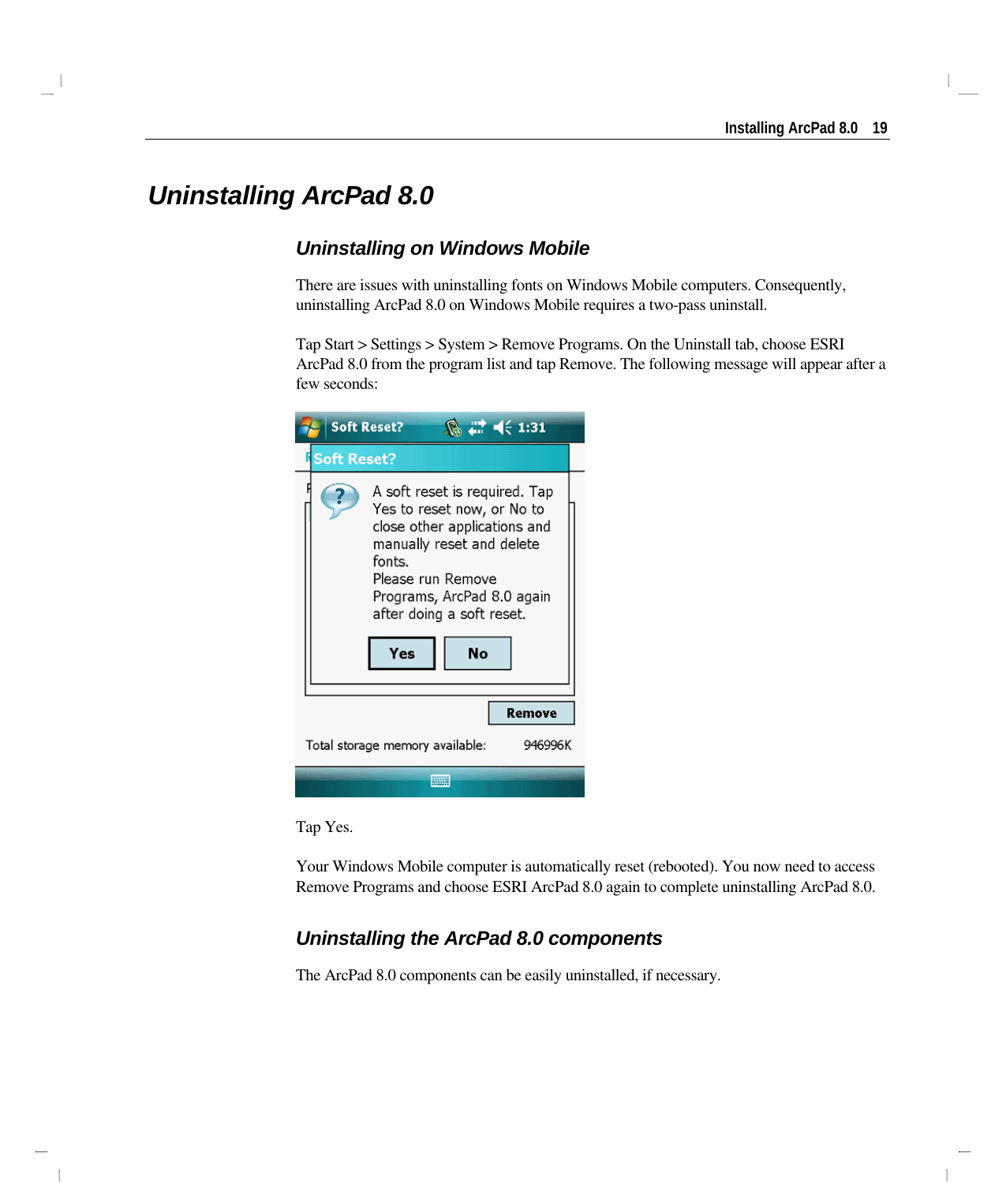# Uninstalling ArcPad 8.0

## Uninstalling on Windows Mobile

There are issues with uninstalling fonts on Windows Mobile computers. Consequently, uninstalling ArcPad 8.0 on Windows Mobile requires a two-pass uninstall.

Tap Start > Settings > System > Remove Programs. On the Uninstall tab, choose ESRI ArcPad 8.0 from the program list and tap Remove. The following message will appear after a few seconds:

Tap Yes.

Your Windows Mobile computer is automatically reset (rebooted). You now need to access Remove Programs and choose ESRI ArcPad 8.0 again to complete uninstalling ArcPad 8.0.

## Uninstalling the ArcPad 8.0 components

The ArcPad 8.0 components can be easily uninstalled, if necessary.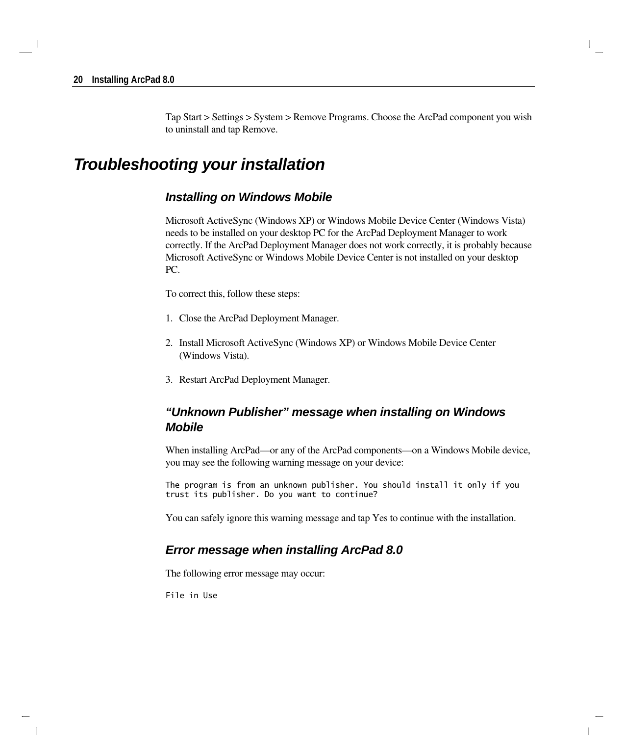Tap Start > Settings > System > Remove Programs. Choose the ArcPad component you wish to uninstall and tap Remove.

# *Troubleshooting your installation*

## *Installing on Windows Mobile*

Microsoft ActiveSync (Windows XP) or Windows Mobile Device Center (Windows Vista) needs to be installed on your desktop PC for the ArcPad Deployment Manager to work correctly. If the ArcPad Deployment Manager does not work correctly, it is probably because Microsoft ActiveSync or Windows Mobile Device Center is not installed on your desktop PC.

To correct this, follow these steps:

1. Close the ArcPad Deployment Manager.
2. Install Microsoft ActiveSync (Windows XP) or Windows Mobile Device Center (Windows Vista).
3. Restart ArcPad Deployment Manager.

## *“Unknown Publisher” message when installing on Windows Mobile*

When installing ArcPad—or any of the ArcPad components—on a Windows Mobile device, you may see the following warning message on your device:

```
The program is from an unknown publisher. You should install it only if you
trust its publisher. Do you want to continue?
```

You can safely ignore this warning message and tap Yes to continue with the installation.

## *Error message when installing ArcPad 8.0*

The following error message may occur:

```
File in Use
```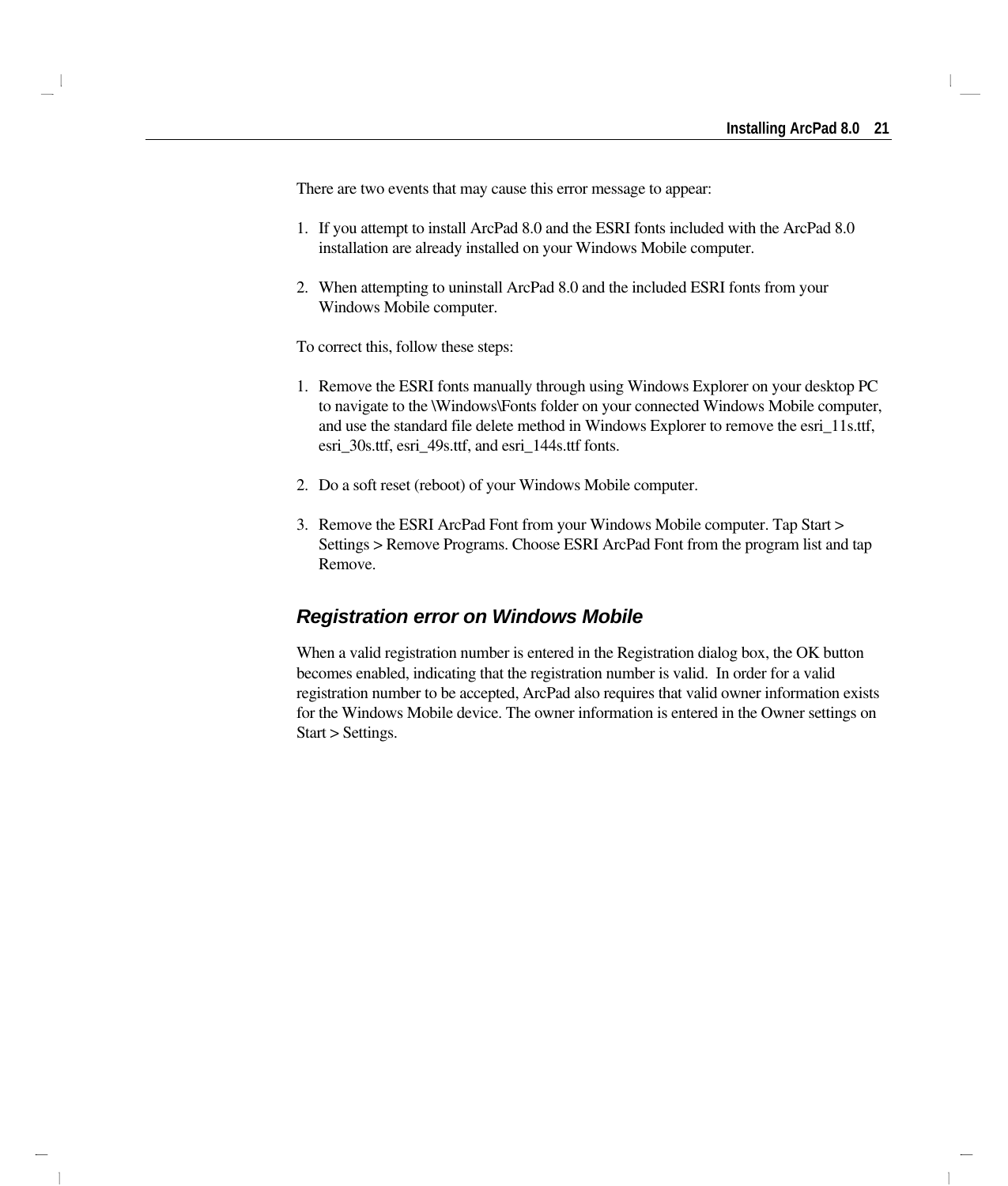There are two events that may cause this error message to appear:

1. If you attempt to install ArcPad 8.0 and the ESRI fonts included with the ArcPad 8.0 installation are already installed on your Windows Mobile computer.

2. When attempting to uninstall ArcPad 8.0 and the included ESRI fonts from your Windows Mobile computer.

To correct this, follow these steps:

1. Remove the ESRI fonts manually through using Windows Explorer on your desktop PC to navigate to the \Windows\Fonts folder on your connected Windows Mobile computer, and use the standard file delete method in Windows Explorer to remove the esri_11s.ttf, esri_30s.ttf, esri_49s.ttf, and esri_144s.ttf fonts.

2. Do a soft reset (reboot) of your Windows Mobile computer.

3. Remove the ESRI ArcPad Font from your Windows Mobile computer. Tap Start > Settings > Remove Programs. Choose ESRI ArcPad Font from the program list and tap Remove.

### *Registration error on Windows Mobile*

When a valid registration number is entered in the Registration dialog box, the OK button becomes enabled, indicating that the registration number is valid. In order for a valid registration number to be accepted, ArcPad also requires that valid owner information exists for the Windows Mobile device. The owner information is entered in the Owner settings on Start > Settings.